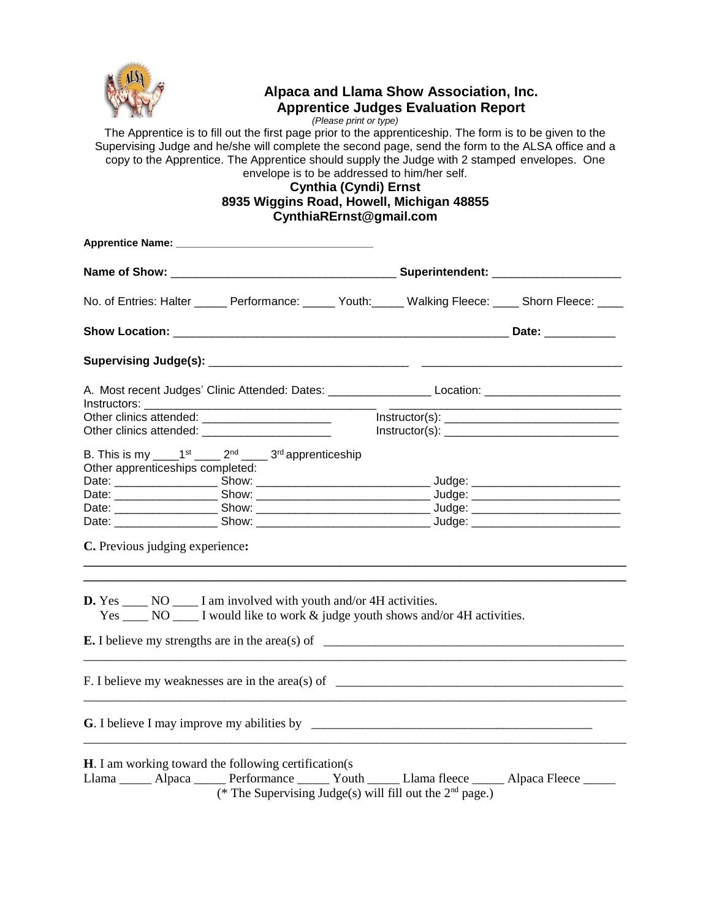# Alpaca and Llama Show Association, Inc.
## Apprentice Judges Evaluation Report

*(Please print or type)*

The Apprentice is to fill out the first page prior to the apprenticeship. The form is to be given to the Supervising Judge and he/she will complete the second page, send the form to the ALSA office and a copy to the Apprentice. The Apprentice should supply the Judge with 2 stamped envelopes. One envelope is to be addressed to him/her self.

**Cynthia (Cyndi) Ernst**
**8935 Wiggins Road, Howell, Michigan 48855**
**CynthiaRErnst@gmail.com**

**Apprentice Name:** ________________________________

**Name of Show:** __________________________________ **Superintendent:** ___________________

No. of Entries: Halter _____ Performance: _____ Youth:_____ Walking Fleece: ____ Shorn Fleece: ____

**Show Location:** ____________________________________________________ **Date:** ___________

**Supervising Judge(s):** ______________________________ ______________________________

A. Most recent Judges' Clinic Attended: Dates: _______________ Location: ____________________
Instructors: ___________________________________ ___________________________________
Other clinics attended: ____________________ Instructor(s): ___________________________
Other clinics attended: ____________________ Instructor(s): ___________________________

B. This is my ____1st ____ 2nd ____ 3rd apprenticeship
Other apprenticeships completed:
Date: _______________ Show: __________________________ Judge: ______________________
Date: _______________ Show: __________________________ Judge: ______________________
Date: _______________ Show: __________________________ Judge: ______________________
Date: _______________ Show: __________________________ Judge: ______________________

**C.** Previous judging experience**:**

______________________________________________________________________________
______________________________________________________________________________

**D.** Yes ____ NO ____ I am involved with youth and/or 4H activities.
Yes ____ NO ____ I would like to work & judge youth shows and/or 4H activities.

**E.** I believe my strengths are in the area(s) of ______________________________________________
______________________________________________________________________________

F. I believe my weaknesses are in the area(s) of ____________________________________________
______________________________________________________________________________

**G**. I believe I may improve my abilities by _________________________________________
______________________________________________________________________________

**H**. I am working toward the following certification(s
Llama _____ Alpaca _____ Performance _____ Youth _____ Llama fleece _____ Alpaca Fleece _____

(* The Supervising Judge(s) will fill out the 2nd page.)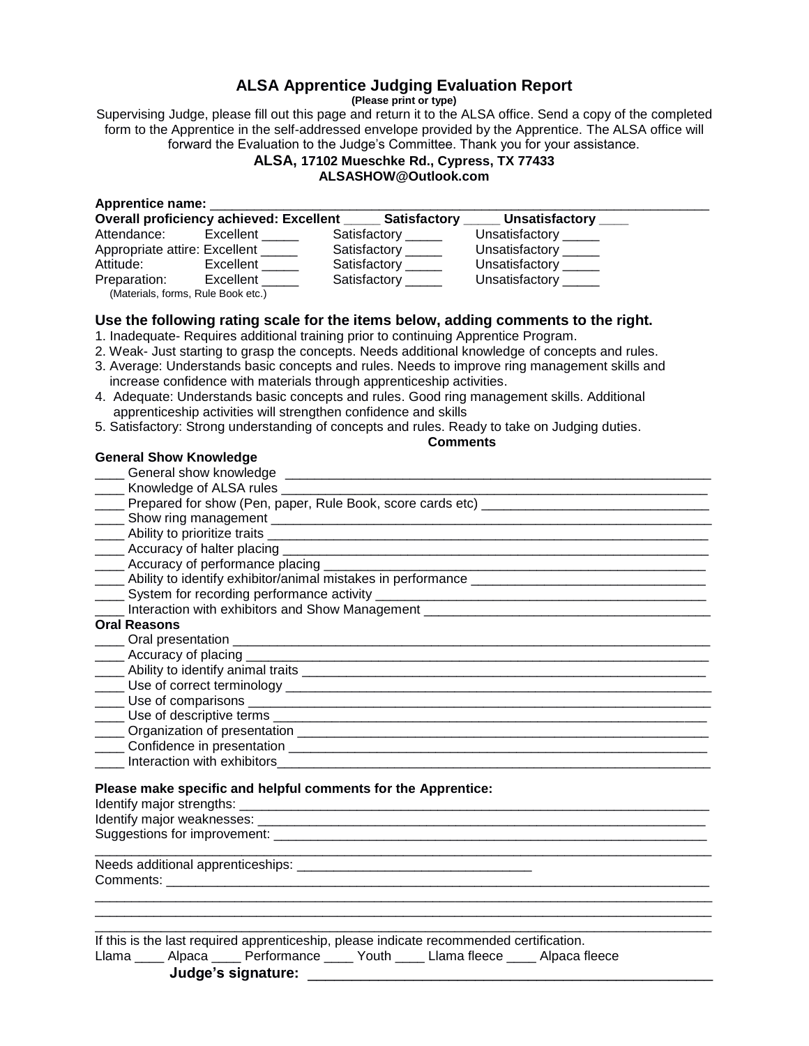# ALSA Apprentice Judging Evaluation Report

**(Please print or type)**

Supervising Judge, please fill out this page and return it to the ALSA office. Send a copy of the completed form to the Apprentice in the self-addressed envelope provided by the Apprentice. The ALSA office will forward the Evaluation to the Judge's Committee. Thank you for your assistance.

**ALSA, 17102 Mueschke Rd., Cypress, TX 77433**
**ALSASHOW@Outlook.com**

**Apprentice name:** ____________________________________________________________

**Overall proficiency achieved: Excellent _____ Satisfactory _____ Unsatisfactory ____**

| | | | |
|---|---|---|---|
| Attendance: | Excellent _____ | Satisfactory _____ | Unsatisfactory _____ |
| Appropriate attire: | Excellent _____ | Satisfactory _____ | Unsatisfactory _____ |
| Attitude: | Excellent _____ | Satisfactory _____ | Unsatisfactory _____ |
| Preparation: (Materials, forms, Rule Book etc.) | Excellent _____ | Satisfactory _____ | Unsatisfactory _____ |

### Use the following rating scale for the items below, adding comments to the right.

1. Inadequate- Requires additional training prior to continuing Apprentice Program.
2. Weak- Just starting to grasp the concepts. Needs additional knowledge of concepts and rules.
3. Average: Understands basic concepts and rules. Needs to improve ring management skills and increase confidence with materials through apprenticeship activities.
4. Adequate: Understands basic concepts and rules. Good ring management skills. Additional apprenticeship activities will strengthen confidence and skills
5. Satisfactory: Strong understanding of concepts and rules. Ready to take on Judging duties.

**Comments**

**General Show Knowledge**

____ General show knowledge ____________________________________________________________
____ Knowledge of ALSA rules ____________________________________________________________
____ Prepared for show (Pen, paper, Rule Book, score cards etc) ________________________________
____ Show ring management ______________________________________________________________
____ Ability to prioritize traits ___________________________________________________________
____ Accuracy of halter placing ____________________________________________________________
____ Accuracy of performance placing _______________________________________________________
____ Ability to identify exhibitor/animal mistakes in performance _______________________________
____ System for recording performance activity ______________________________________________
____ Interaction with exhibitors and Show Management ________________________________________

**Oral Reasons**

____ Oral presentation _________________________________________________________________
____ Accuracy of placing _______________________________________________________________
____ Ability to identify animal traits ______________________________________________________
____ Use of correct terminology ___________________________________________________________
____ Use of comparisons _______________________________________________________________
____ Use of descriptive terms _____________________________________________________________
____ Organization of presentation _________________________________________________________
____ Confidence in presentation __________________________________________________________
____ Interaction with exhibitors___________________________________________________________

**Please make specific and helpful comments for the Apprentice:**

Identify major strengths: ___________________________________________________________
Identify major weaknesses: _________________________________________________________
Suggestions for improvement: _______________________________________________________
____________________________________________________________________________________
Needs additional apprenticeships: ________________________________
Comments: _________________________________________________________________________
____________________________________________________________________________________
____________________________________________________________________________________
____________________________________________________________________________________

If this is the last required apprenticeship, please indicate recommended certification.

Llama ____ Alpaca ____ Performance ____ Youth ____ Llama fleece ____ Alpaca fleece

**Judge's signature:** ______________________________________________________